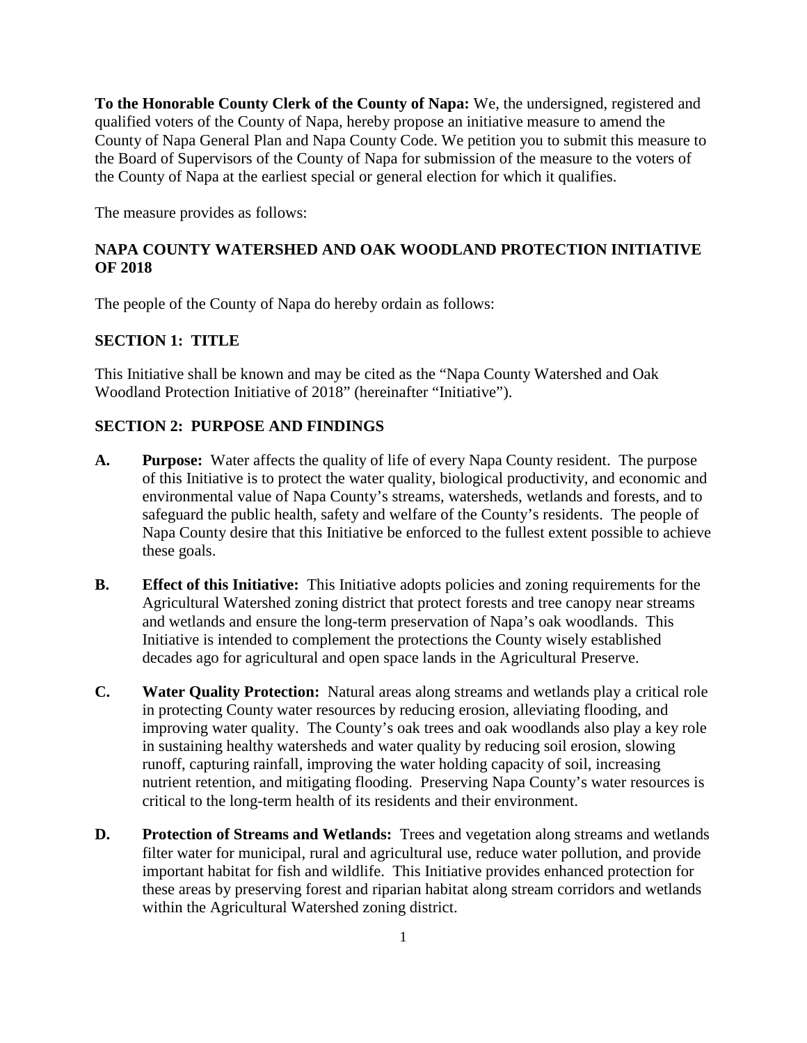**To the Honorable County Clerk of the County of Napa:** We, the undersigned, registered and qualified voters of the County of Napa, hereby propose an initiative measure to amend the County of Napa General Plan and Napa County Code. We petition you to submit this measure to the Board of Supervisors of the County of Napa for submission of the measure to the voters of the County of Napa at the earliest special or general election for which it qualifies.

The measure provides as follows:

## NAPA COUNTY WATERSHED AND OAK WOODLAND PROTECTION INITIATIVE OF 2018

The people of the County of Napa do hereby ordain as follows:

### SECTION 1: TITLE

This Initiative shall be known and may be cited as the "Napa County Watershed and Oak Woodland Protection Initiative of 2018" (hereinafter "Initiative").

### SECTION 2: PURPOSE AND FINDINGS

**A. Purpose:** Water affects the quality of life of every Napa County resident. The purpose of this Initiative is to protect the water quality, biological productivity, and economic and environmental value of Napa County's streams, watersheds, wetlands and forests, and to safeguard the public health, safety and welfare of the County's residents. The people of Napa County desire that this Initiative be enforced to the fullest extent possible to achieve these goals.

**B. Effect of this Initiative:** This Initiative adopts policies and zoning requirements for the Agricultural Watershed zoning district that protect forests and tree canopy near streams and wetlands and ensure the long-term preservation of Napa's oak woodlands. This Initiative is intended to complement the protections the County wisely established decades ago for agricultural and open space lands in the Agricultural Preserve.

**C. Water Quality Protection:** Natural areas along streams and wetlands play a critical role in protecting County water resources by reducing erosion, alleviating flooding, and improving water quality. The County's oak trees and oak woodlands also play a key role in sustaining healthy watersheds and water quality by reducing soil erosion, slowing runoff, capturing rainfall, improving the water holding capacity of soil, increasing nutrient retention, and mitigating flooding. Preserving Napa County's water resources is critical to the long-term health of its residents and their environment.

**D. Protection of Streams and Wetlands:** Trees and vegetation along streams and wetlands filter water for municipal, rural and agricultural use, reduce water pollution, and provide important habitat for fish and wildlife. This Initiative provides enhanced protection for these areas by preserving forest and riparian habitat along stream corridors and wetlands within the Agricultural Watershed zoning district.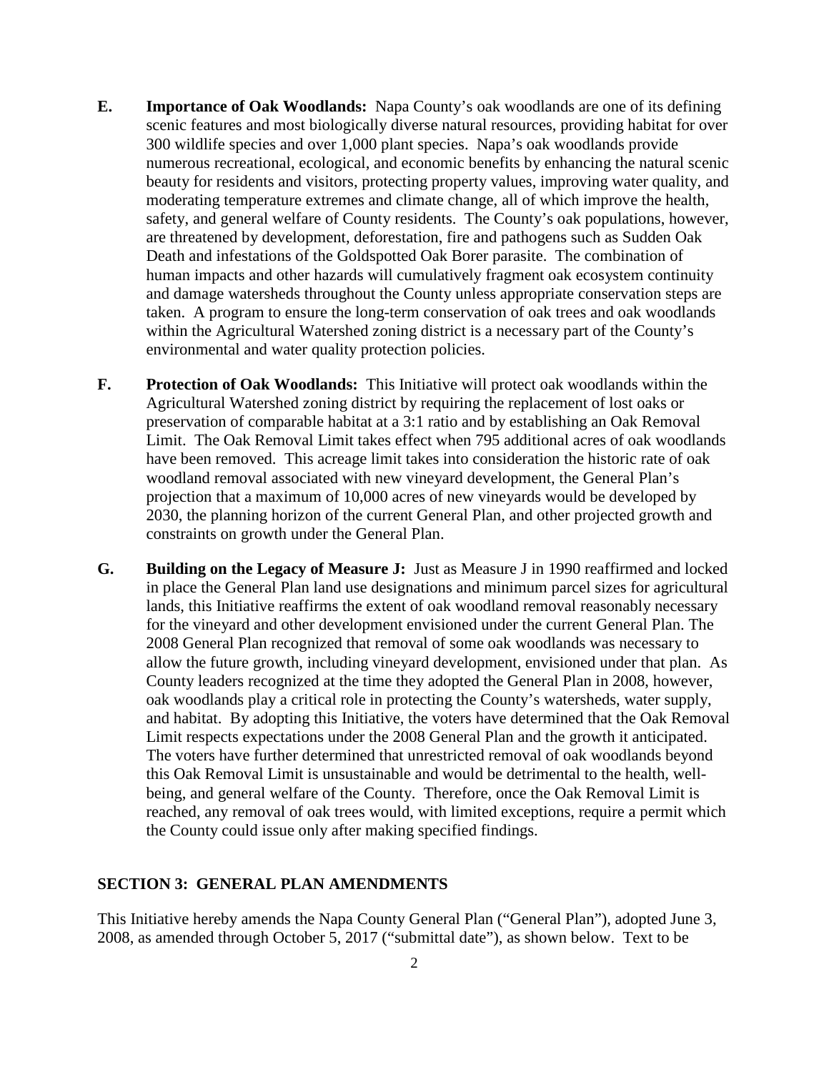**E. Importance of Oak Woodlands:** Napa County's oak woodlands are one of its defining scenic features and most biologically diverse natural resources, providing habitat for over 300 wildlife species and over 1,000 plant species. Napa's oak woodlands provide numerous recreational, ecological, and economic benefits by enhancing the natural scenic beauty for residents and visitors, protecting property values, improving water quality, and moderating temperature extremes and climate change, all of which improve the health, safety, and general welfare of County residents. The County's oak populations, however, are threatened by development, deforestation, fire and pathogens such as Sudden Oak Death and infestations of the Goldspotted Oak Borer parasite. The combination of human impacts and other hazards will cumulatively fragment oak ecosystem continuity and damage watersheds throughout the County unless appropriate conservation steps are taken. A program to ensure the long-term conservation of oak trees and oak woodlands within the Agricultural Watershed zoning district is a necessary part of the County's environmental and water quality protection policies.

**F. Protection of Oak Woodlands:** This Initiative will protect oak woodlands within the Agricultural Watershed zoning district by requiring the replacement of lost oaks or preservation of comparable habitat at a 3:1 ratio and by establishing an Oak Removal Limit. The Oak Removal Limit takes effect when 795 additional acres of oak woodlands have been removed. This acreage limit takes into consideration the historic rate of oak woodland removal associated with new vineyard development, the General Plan's projection that a maximum of 10,000 acres of new vineyards would be developed by 2030, the planning horizon of the current General Plan, and other projected growth and constraints on growth under the General Plan.

**G. Building on the Legacy of Measure J:** Just as Measure J in 1990 reaffirmed and locked in place the General Plan land use designations and minimum parcel sizes for agricultural lands, this Initiative reaffirms the extent of oak woodland removal reasonably necessary for the vineyard and other development envisioned under the current General Plan. The 2008 General Plan recognized that removal of some oak woodlands was necessary to allow the future growth, including vineyard development, envisioned under that plan. As County leaders recognized at the time they adopted the General Plan in 2008, however, oak woodlands play a critical role in protecting the County's watersheds, water supply, and habitat. By adopting this Initiative, the voters have determined that the Oak Removal Limit respects expectations under the 2008 General Plan and the growth it anticipated. The voters have further determined that unrestricted removal of oak woodlands beyond this Oak Removal Limit is unsustainable and would be detrimental to the health, well-being, and general welfare of the County. Therefore, once the Oak Removal Limit is reached, any removal of oak trees would, with limited exceptions, require a permit which the County could issue only after making specified findings.

## SECTION 3: GENERAL PLAN AMENDMENTS

This Initiative hereby amends the Napa County General Plan ("General Plan"), adopted June 3, 2008, as amended through October 5, 2017 ("submittal date"), as shown below. Text to be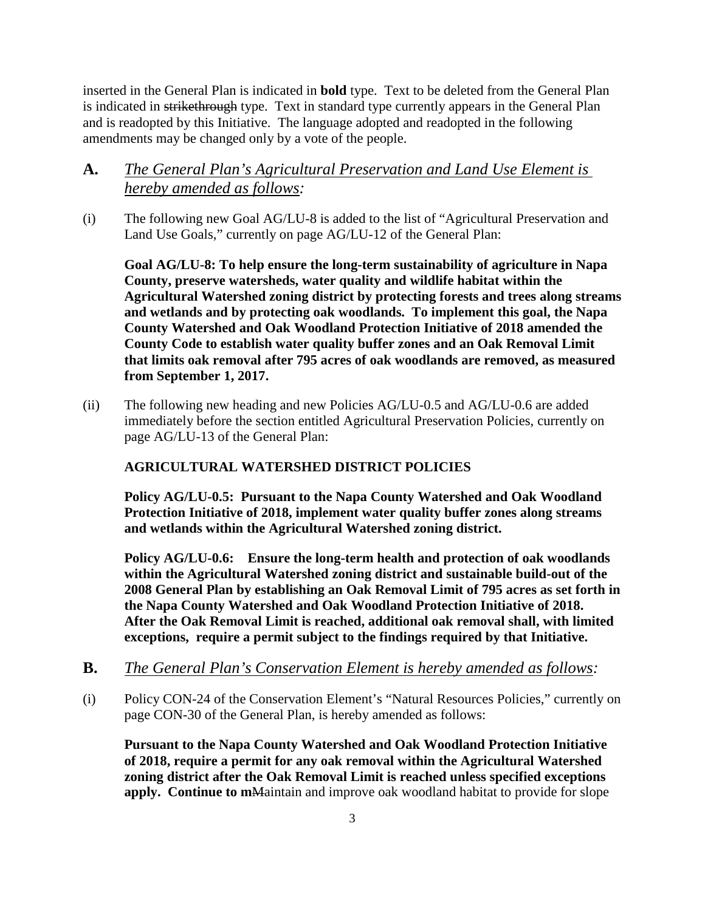inserted in the General Plan is indicated in **bold** type. Text to be deleted from the General Plan is indicated in ~~strikethrough~~ type. Text in standard type currently appears in the General Plan and is readopted by this Initiative. The language adopted and readopted in the following amendments may be changed only by a vote of the people.

## A. *The General Plan's Agricultural Preservation and Land Use Element is hereby amended as follows:*

(i) The following new Goal AG/LU-8 is added to the list of "Agricultural Preservation and Land Use Goals," currently on page AG/LU-12 of the General Plan:

**Goal AG/LU-8: To help ensure the long-term sustainability of agriculture in Napa County, preserve watersheds, water quality and wildlife habitat within the Agricultural Watershed zoning district by protecting forests and trees along streams and wetlands and by protecting oak woodlands. To implement this goal, the Napa County Watershed and Oak Woodland Protection Initiative of 2018 amended the County Code to establish water quality buffer zones and an Oak Removal Limit that limits oak removal after 795 acres of oak woodlands are removed, as measured from September 1, 2017.**

(ii) The following new heading and new Policies AG/LU-0.5 and AG/LU-0.6 are added immediately before the section entitled Agricultural Preservation Policies, currently on page AG/LU-13 of the General Plan:

**AGRICULTURAL WATERSHED DISTRICT POLICIES**

**Policy AG/LU-0.5: Pursuant to the Napa County Watershed and Oak Woodland Protection Initiative of 2018, implement water quality buffer zones along streams and wetlands within the Agricultural Watershed zoning district.**

**Policy AG/LU-0.6: Ensure the long-term health and protection of oak woodlands within the Agricultural Watershed zoning district and sustainable build-out of the 2008 General Plan by establishing an Oak Removal Limit of 795 acres as set forth in the Napa County Watershed and Oak Woodland Protection Initiative of 2018. After the Oak Removal Limit is reached, additional oak removal shall, with limited exceptions, require a permit subject to the findings required by that Initiative.**

## B. *The General Plan's Conservation Element is hereby amended as follows:*

(i) Policy CON-24 of the Conservation Element's "Natural Resources Policies," currently on page CON-30 of the General Plan, is hereby amended as follows:

**Pursuant to the Napa County Watershed and Oak Woodland Protection Initiative of 2018, require a permit for any oak removal within the Agricultural Watershed zoning district after the Oak Removal Limit is reached unless specified exceptions apply. Continue to m**~~M~~aintain and improve oak woodland habitat to provide for slope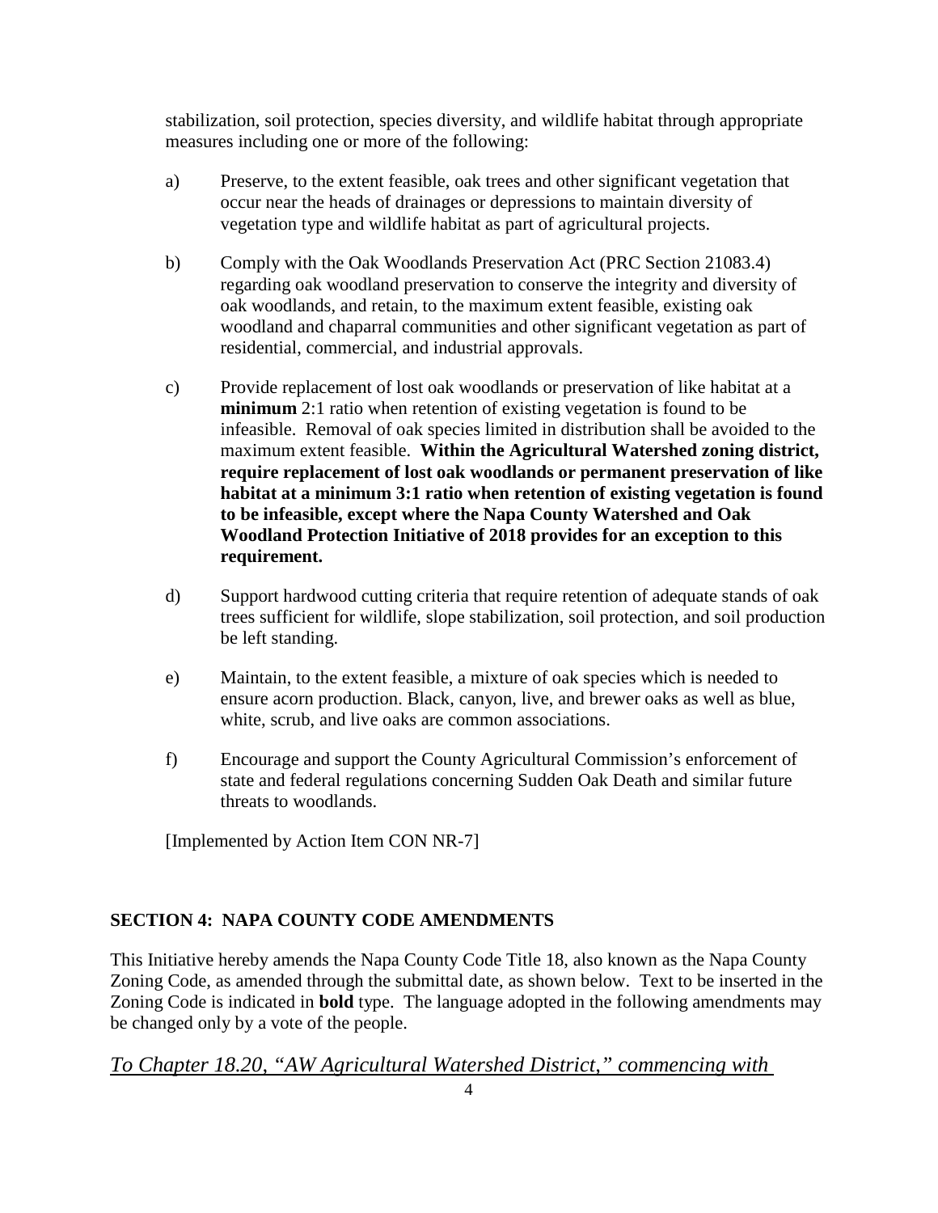stabilization, soil protection, species diversity, and wildlife habitat through appropriate measures including one or more of the following:

a) Preserve, to the extent feasible, oak trees and other significant vegetation that occur near the heads of drainages or depressions to maintain diversity of vegetation type and wildlife habitat as part of agricultural projects.

b) Comply with the Oak Woodlands Preservation Act (PRC Section 21083.4) regarding oak woodland preservation to conserve the integrity and diversity of oak woodlands, and retain, to the maximum extent feasible, existing oak woodland and chaparral communities and other significant vegetation as part of residential, commercial, and industrial approvals.

c) Provide replacement of lost oak woodlands or preservation of like habitat at a **minimum** 2:1 ratio when retention of existing vegetation is found to be infeasible. Removal of oak species limited in distribution shall be avoided to the maximum extent feasible. **Within the Agricultural Watershed zoning district, require replacement of lost oak woodlands or permanent preservation of like habitat at a minimum 3:1 ratio when retention of existing vegetation is found to be infeasible, except where the Napa County Watershed and Oak Woodland Protection Initiative of 2018 provides for an exception to this requirement.**

d) Support hardwood cutting criteria that require retention of adequate stands of oak trees sufficient for wildlife, slope stabilization, soil protection, and soil production be left standing.

e) Maintain, to the extent feasible, a mixture of oak species which is needed to ensure acorn production. Black, canyon, live, and brewer oaks as well as blue, white, scrub, and live oaks are common associations.

f) Encourage and support the County Agricultural Commission's enforcement of state and federal regulations concerning Sudden Oak Death and similar future threats to woodlands.

[Implemented by Action Item CON NR-7]

## SECTION 4: NAPA COUNTY CODE AMENDMENTS

This Initiative hereby amends the Napa County Code Title 18, also known as the Napa County Zoning Code, as amended through the submittal date, as shown below. Text to be inserted in the Zoning Code is indicated in **bold** type. The language adopted in the following amendments may be changed only by a vote of the people.

*To Chapter 18.20, "AW Agricultural Watershed District," commencing with*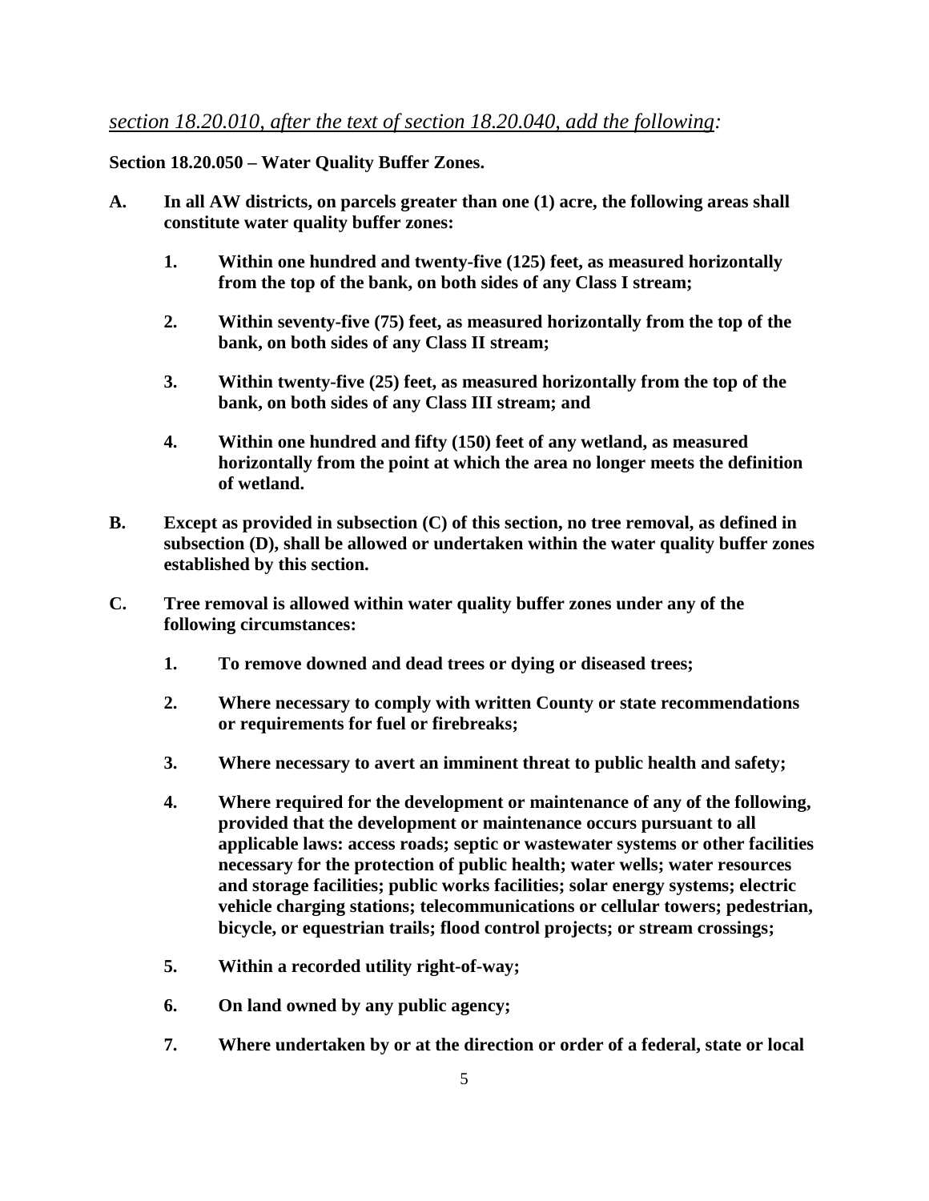*section 18.20.010, after the text of section 18.20.040, add the following:*

**Section 18.20.050 – Water Quality Buffer Zones.**

**A. In all AW districts, on parcels greater than one (1) acre, the following areas shall constitute water quality buffer zones:**

> **1. Within one hundred and twenty-five (125) feet, as measured horizontally from the top of the bank, on both sides of any Class I stream;**
>
> **2. Within seventy-five (75) feet, as measured horizontally from the top of the bank, on both sides of any Class II stream;**
>
> **3. Within twenty-five (25) feet, as measured horizontally from the top of the bank, on both sides of any Class III stream; and**
>
> **4. Within one hundred and fifty (150) feet of any wetland, as measured horizontally from the point at which the area no longer meets the definition of wetland.**

**B. Except as provided in subsection (C) of this section, no tree removal, as defined in subsection (D), shall be allowed or undertaken within the water quality buffer zones established by this section.**

**C. Tree removal is allowed within water quality buffer zones under any of the following circumstances:**

> **1. To remove downed and dead trees or dying or diseased trees;**
>
> **2. Where necessary to comply with written County or state recommendations or requirements for fuel or firebreaks;**
>
> **3. Where necessary to avert an imminent threat to public health and safety;**
>
> **4. Where required for the development or maintenance of any of the following, provided that the development or maintenance occurs pursuant to all applicable laws: access roads; septic or wastewater systems or other facilities necessary for the protection of public health; water wells; water resources and storage facilities; public works facilities; solar energy systems; electric vehicle charging stations; telecommunications or cellular towers; pedestrian, bicycle, or equestrian trails; flood control projects; or stream crossings;**
>
> **5. Within a recorded utility right-of-way;**
>
> **6. On land owned by any public agency;**
>
> **7. Where undertaken by or at the direction or order of a federal, state or local**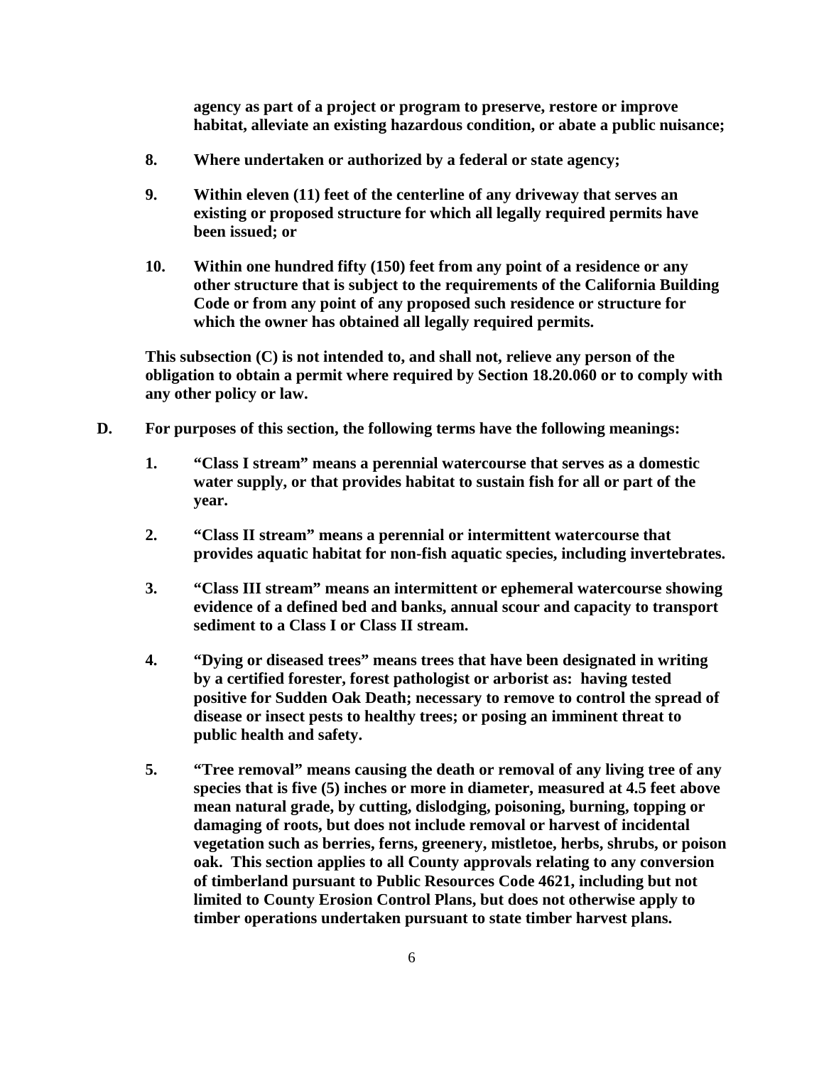**agency as part of a project or program to preserve, restore or improve habitat, alleviate an existing hazardous condition, or abate a public nuisance;**

8. **Where undertaken or authorized by a federal or state agency;**

9. **Within eleven (11) feet of the centerline of any driveway that serves an existing or proposed structure for which all legally required permits have been issued; or**

10. **Within one hundred fifty (150) feet from any point of a residence or any other structure that is subject to the requirements of the California Building Code or from any point of any proposed such residence or structure for which the owner has obtained all legally required permits.**

**This subsection (C) is not intended to, and shall not, relieve any person of the obligation to obtain a permit where required by Section 18.20.060 or to comply with any other policy or law.**

**D. For purposes of this section, the following terms have the following meanings:**

1. **"Class I stream" means a perennial watercourse that serves as a domestic water supply, or that provides habitat to sustain fish for all or part of the year.**

2. **"Class II stream" means a perennial or intermittent watercourse that provides aquatic habitat for non-fish aquatic species, including invertebrates.**

3. **"Class III stream" means an intermittent or ephemeral watercourse showing evidence of a defined bed and banks, annual scour and capacity to transport sediment to a Class I or Class II stream.**

4. **"Dying or diseased trees" means trees that have been designated in writing by a certified forester, forest pathologist or arborist as: having tested positive for Sudden Oak Death; necessary to remove to control the spread of disease or insect pests to healthy trees; or posing an imminent threat to public health and safety.**

5. **"Tree removal" means causing the death or removal of any living tree of any species that is five (5) inches or more in diameter, measured at 4.5 feet above mean natural grade, by cutting, dislodging, poisoning, burning, topping or damaging of roots, but does not include removal or harvest of incidental vegetation such as berries, ferns, greenery, mistletoe, herbs, shrubs, or poison oak. This section applies to all County approvals relating to any conversion of timberland pursuant to Public Resources Code 4621, including but not limited to County Erosion Control Plans, but does not otherwise apply to timber operations undertaken pursuant to state timber harvest plans.**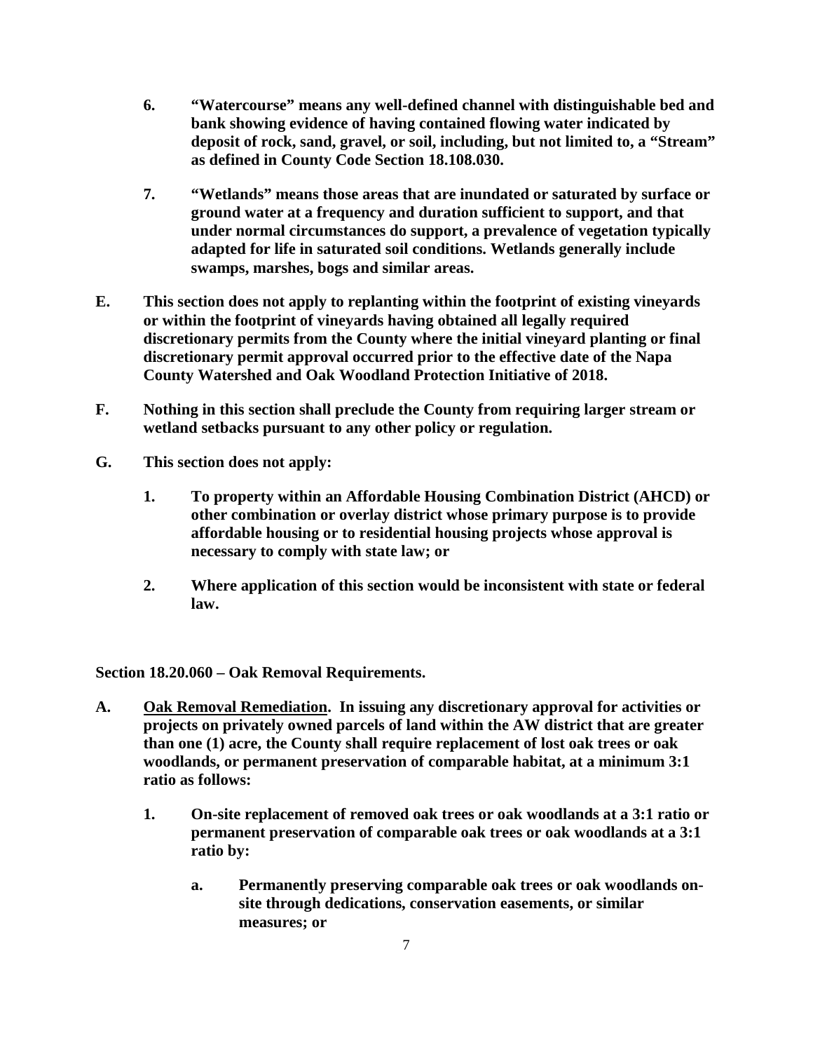6. **"Watercourse" means any well-defined channel with distinguishable bed and bank showing evidence of having contained flowing water indicated by deposit of rock, sand, gravel, or soil, including, but not limited to, a "Stream" as defined in County Code Section 18.108.030.**

7. **"Wetlands" means those areas that are inundated or saturated by surface or ground water at a frequency and duration sufficient to support, and that under normal circumstances do support, a prevalence of vegetation typically adapted for life in saturated soil conditions. Wetlands generally include swamps, marshes, bogs and similar areas.**

**E. This section does not apply to replanting within the footprint of existing vineyards or within the footprint of vineyards having obtained all legally required discretionary permits from the County where the initial vineyard planting or final discretionary permit approval occurred prior to the effective date of the Napa County Watershed and Oak Woodland Protection Initiative of 2018.**

**F. Nothing in this section shall preclude the County from requiring larger stream or wetland setbacks pursuant to any other policy or regulation.**

**G. This section does not apply:**

1. **To property within an Affordable Housing Combination District (AHCD) or other combination or overlay district whose primary purpose is to provide affordable housing or to residential housing projects whose approval is necessary to comply with state law; or**

2. **Where application of this section would be inconsistent with state or federal law.**

**Section 18.20.060 – Oak Removal Requirements.**

**A. <u>Oak Removal Remediation</u>. In issuing any discretionary approval for activities or projects on privately owned parcels of land within the AW district that are greater than one (1) acre, the County shall require replacement of lost oak trees or oak woodlands, or permanent preservation of comparable habitat, at a minimum 3:1 ratio as follows:**

1. **On-site replacement of removed oak trees or oak woodlands at a 3:1 ratio or permanent preservation of comparable oak trees or oak woodlands at a 3:1 ratio by:**

   a. **Permanently preserving comparable oak trees or oak woodlands on-site through dedications, conservation easements, or similar measures; or**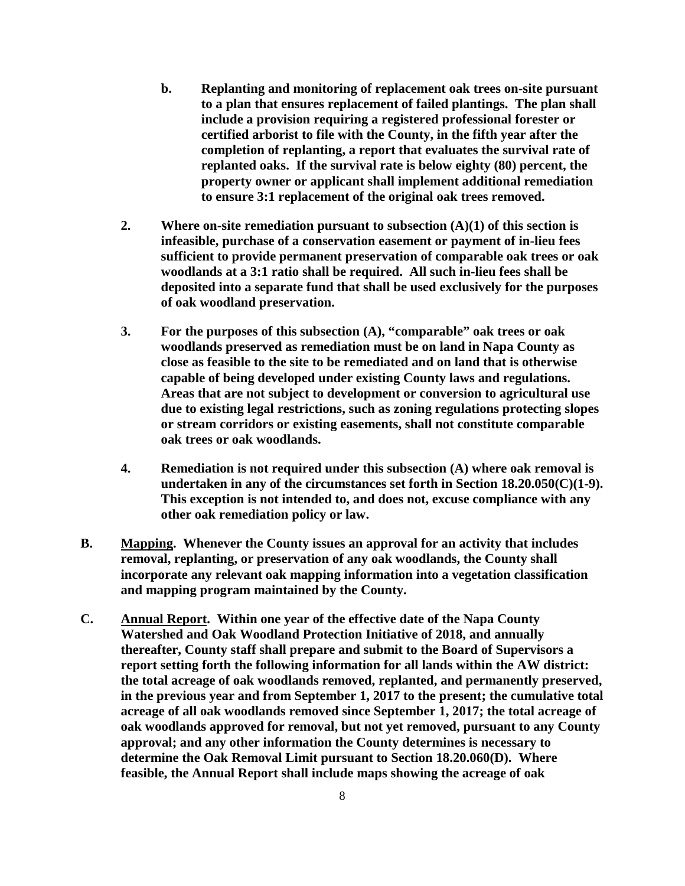**b. Replanting and monitoring of replacement oak trees on-site pursuant to a plan that ensures replacement of failed plantings. The plan shall include a provision requiring a registered professional forester or certified arborist to file with the County, in the fifth year after the completion of replanting, a report that evaluates the survival rate of replanted oaks. If the survival rate is below eighty (80) percent, the property owner or applicant shall implement additional remediation to ensure 3:1 replacement of the original oak trees removed.**

**2. Where on-site remediation pursuant to subsection (A)(1) of this section is infeasible, purchase of a conservation easement or payment of in-lieu fees sufficient to provide permanent preservation of comparable oak trees or oak woodlands at a 3:1 ratio shall be required. All such in-lieu fees shall be deposited into a separate fund that shall be used exclusively for the purposes of oak woodland preservation.**

**3. For the purposes of this subsection (A), "comparable" oak trees or oak woodlands preserved as remediation must be on land in Napa County as close as feasible to the site to be remediated and on land that is otherwise capable of being developed under existing County laws and regulations. Areas that are not subject to development or conversion to agricultural use due to existing legal restrictions, such as zoning regulations protecting slopes or stream corridors or existing easements, shall not constitute comparable oak trees or oak woodlands.**

**4. Remediation is not required under this subsection (A) where oak removal is undertaken in any of the circumstances set forth in Section 18.20.050(C)(1-9). This exception is not intended to, and does not, excuse compliance with any other oak remediation policy or law.**

**B. <u>Mapping</u>. Whenever the County issues an approval for an activity that includes removal, replanting, or preservation of any oak woodlands, the County shall incorporate any relevant oak mapping information into a vegetation classification and mapping program maintained by the County.**

**C. <u>Annual Report</u>. Within one year of the effective date of the Napa County Watershed and Oak Woodland Protection Initiative of 2018, and annually thereafter, County staff shall prepare and submit to the Board of Supervisors a report setting forth the following information for all lands within the AW district: the total acreage of oak woodlands removed, replanted, and permanently preserved, in the previous year and from September 1, 2017 to the present; the cumulative total acreage of all oak woodlands removed since September 1, 2017; the total acreage of oak woodlands approved for removal, but not yet removed, pursuant to any County approval; and any other information the County determines is necessary to determine the Oak Removal Limit pursuant to Section 18.20.060(D). Where feasible, the Annual Report shall include maps showing the acreage of oak**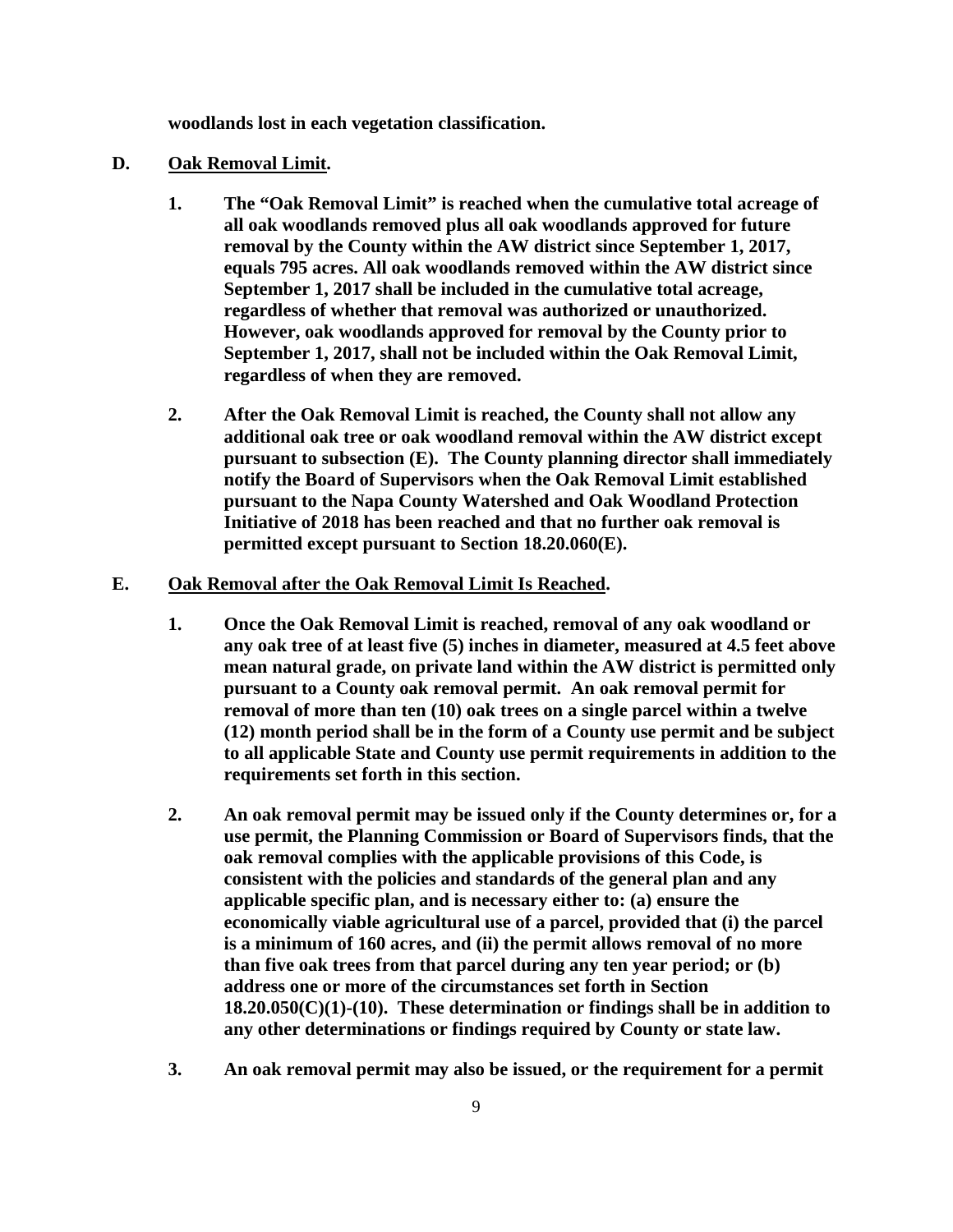**woodlands lost in each vegetation classification.**

**D. <u>Oak Removal Limit</u>.**

**1. The "Oak Removal Limit" is reached when the cumulative total acreage of all oak woodlands removed plus all oak woodlands approved for future removal by the County within the AW district since September 1, 2017, equals 795 acres. All oak woodlands removed within the AW district since September 1, 2017 shall be included in the cumulative total acreage, regardless of whether that removal was authorized or unauthorized. However, oak woodlands approved for removal by the County prior to September 1, 2017, shall not be included within the Oak Removal Limit, regardless of when they are removed.**

**2. After the Oak Removal Limit is reached, the County shall not allow any additional oak tree or oak woodland removal within the AW district except pursuant to subsection (E). The County planning director shall immediately notify the Board of Supervisors when the Oak Removal Limit established pursuant to the Napa County Watershed and Oak Woodland Protection Initiative of 2018 has been reached and that no further oak removal is permitted except pursuant to Section 18.20.060(E).**

**E. <u>Oak Removal after the Oak Removal Limit Is Reached</u>.**

**1. Once the Oak Removal Limit is reached, removal of any oak woodland or any oak tree of at least five (5) inches in diameter, measured at 4.5 feet above mean natural grade, on private land within the AW district is permitted only pursuant to a County oak removal permit. An oak removal permit for removal of more than ten (10) oak trees on a single parcel within a twelve (12) month period shall be in the form of a County use permit and be subject to all applicable State and County use permit requirements in addition to the requirements set forth in this section.**

**2. An oak removal permit may be issued only if the County determines or, for a use permit, the Planning Commission or Board of Supervisors finds, that the oak removal complies with the applicable provisions of this Code, is consistent with the policies and standards of the general plan and any applicable specific plan, and is necessary either to: (a) ensure the economically viable agricultural use of a parcel, provided that (i) the parcel is a minimum of 160 acres, and (ii) the permit allows removal of no more than five oak trees from that parcel during any ten year period; or (b) address one or more of the circumstances set forth in Section 18.20.050(C)(1)-(10). These determination or findings shall be in addition to any other determinations or findings required by County or state law.**

**3. An oak removal permit may also be issued, or the requirement for a permit**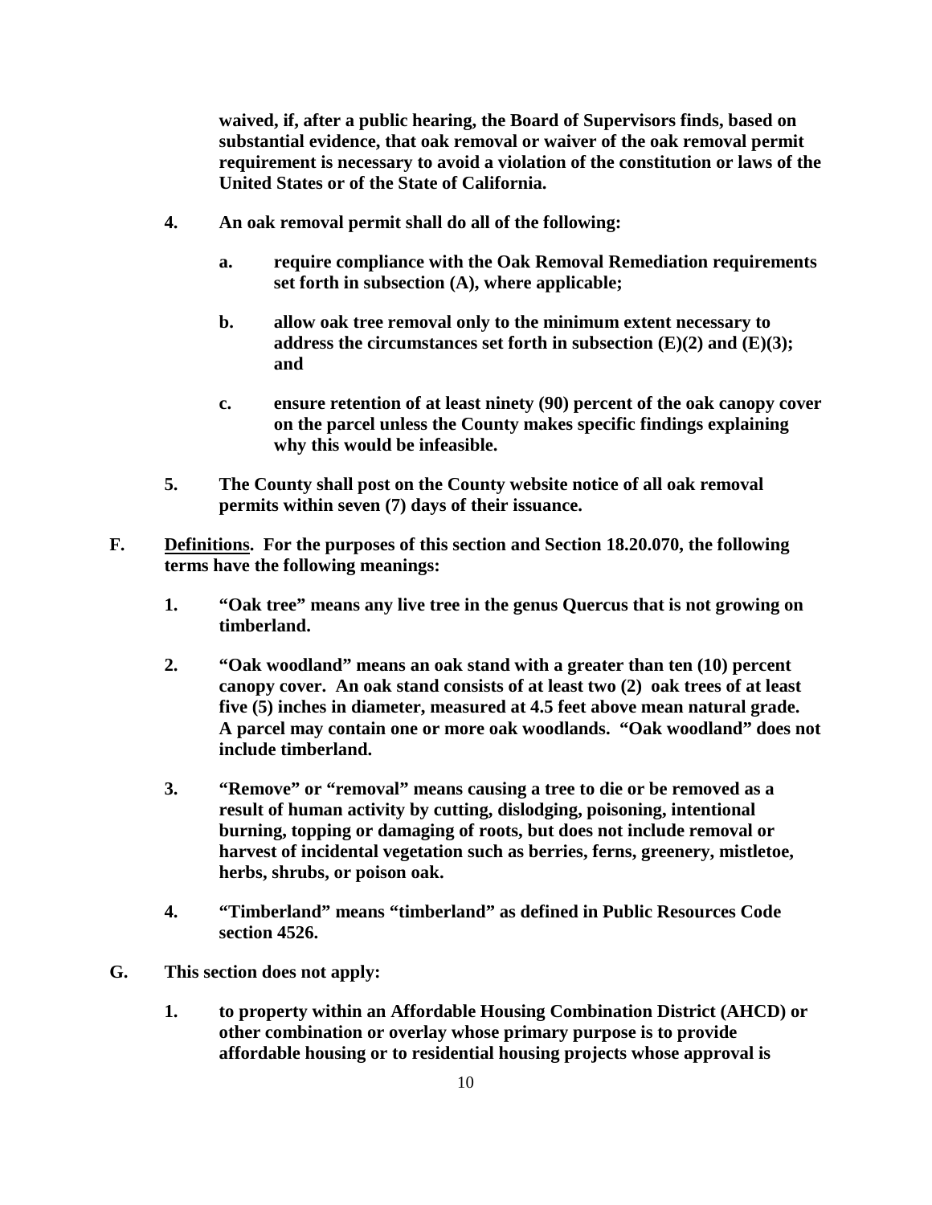**waived, if, after a public hearing, the Board of Supervisors finds, based on substantial evidence, that oak removal or waiver of the oak removal permit requirement is necessary to avoid a violation of the constitution or laws of the United States or of the State of California.**

**4.** **An oak removal permit shall do all of the following:**

**a.** **require compliance with the Oak Removal Remediation requirements set forth in subsection (A), where applicable;**

**b.** **allow oak tree removal only to the minimum extent necessary to address the circumstances set forth in subsection (E)(2) and (E)(3); and**

**c.** **ensure retention of at least ninety (90) percent of the oak canopy cover on the parcel unless the County makes specific findings explaining why this would be infeasible.**

**5.** **The County shall post on the County website notice of all oak removal permits within seven (7) days of their issuance.**

**F.** **<u>Definitions</u>. For the purposes of this section and Section 18.20.070, the following terms have the following meanings:**

**1.** **"Oak tree" means any live tree in the genus Quercus that is not growing on timberland.**

**2.** **"Oak woodland" means an oak stand with a greater than ten (10) percent canopy cover. An oak stand consists of at least two (2) oak trees of at least five (5) inches in diameter, measured at 4.5 feet above mean natural grade. A parcel may contain one or more oak woodlands. "Oak woodland" does not include timberland.**

**3.** **"Remove" or "removal" means causing a tree to die or be removed as a result of human activity by cutting, dislodging, poisoning, intentional burning, topping or damaging of roots, but does not include removal or harvest of incidental vegetation such as berries, ferns, greenery, mistletoe, herbs, shrubs, or poison oak.**

**4.** **"Timberland" means "timberland" as defined in Public Resources Code section 4526.**

**G.** **This section does not apply:**

**1.** **to property within an Affordable Housing Combination District (AHCD) or other combination or overlay whose primary purpose is to provide affordable housing or to residential housing projects whose approval is**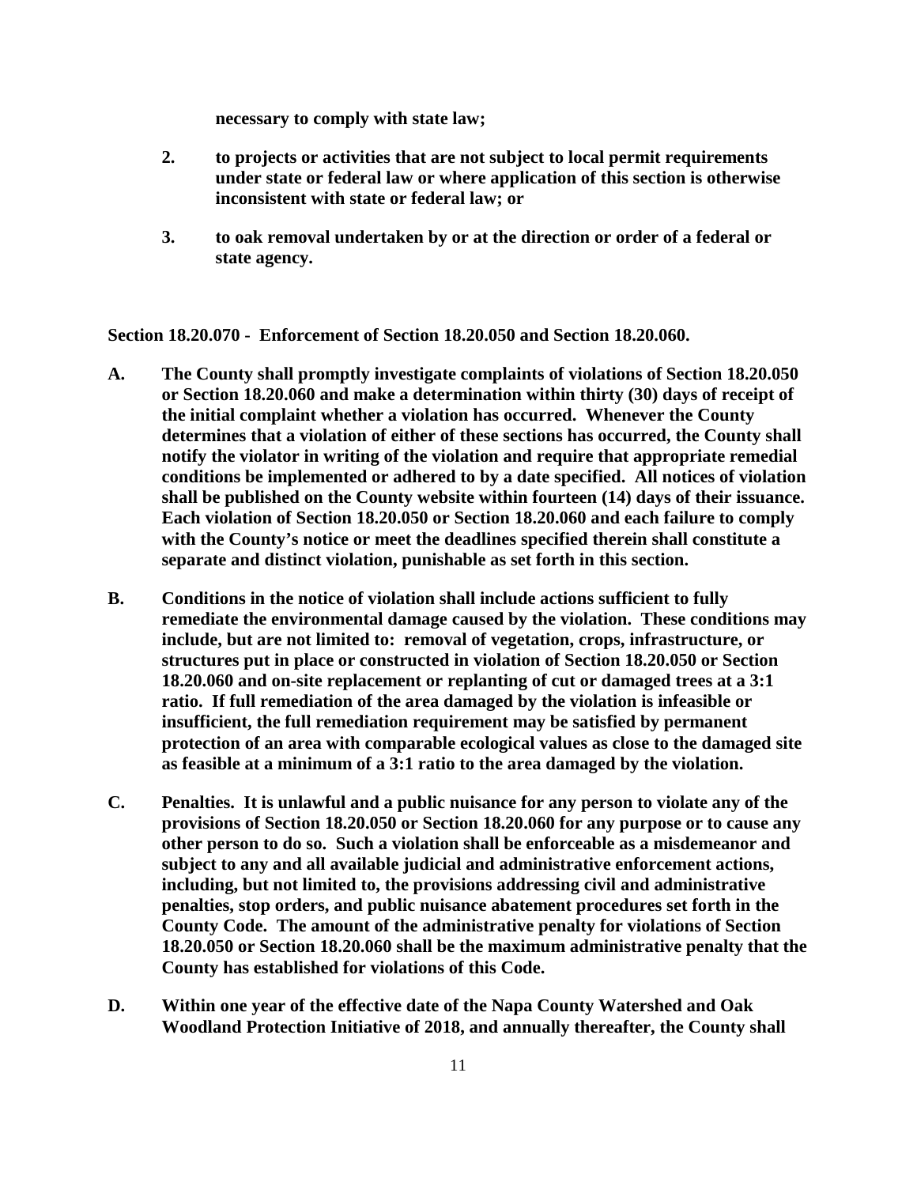**necessary to comply with state law;**

2. **to projects or activities that are not subject to local permit requirements under state or federal law or where application of this section is otherwise inconsistent with state or federal law; or**

3. **to oak removal undertaken by or at the direction or order of a federal or state agency.**

**Section 18.20.070 - Enforcement of Section 18.20.050 and Section 18.20.060.**

**A. The County shall promptly investigate complaints of violations of Section 18.20.050 or Section 18.20.060 and make a determination within thirty (30) days of receipt of the initial complaint whether a violation has occurred. Whenever the County determines that a violation of either of these sections has occurred, the County shall notify the violator in writing of the violation and require that appropriate remedial conditions be implemented or adhered to by a date specified. All notices of violation shall be published on the County website within fourteen (14) days of their issuance. Each violation of Section 18.20.050 or Section 18.20.060 and each failure to comply with the County's notice or meet the deadlines specified therein shall constitute a separate and distinct violation, punishable as set forth in this section.**

**B. Conditions in the notice of violation shall include actions sufficient to fully remediate the environmental damage caused by the violation. These conditions may include, but are not limited to: removal of vegetation, crops, infrastructure, or structures put in place or constructed in violation of Section 18.20.050 or Section 18.20.060 and on-site replacement or replanting of cut or damaged trees at a 3:1 ratio. If full remediation of the area damaged by the violation is infeasible or insufficient, the full remediation requirement may be satisfied by permanent protection of an area with comparable ecological values as close to the damaged site as feasible at a minimum of a 3:1 ratio to the area damaged by the violation.**

**C. Penalties. It is unlawful and a public nuisance for any person to violate any of the provisions of Section 18.20.050 or Section 18.20.060 for any purpose or to cause any other person to do so. Such a violation shall be enforceable as a misdemeanor and subject to any and all available judicial and administrative enforcement actions, including, but not limited to, the provisions addressing civil and administrative penalties, stop orders, and public nuisance abatement procedures set forth in the County Code. The amount of the administrative penalty for violations of Section 18.20.050 or Section 18.20.060 shall be the maximum administrative penalty that the County has established for violations of this Code.**

**D. Within one year of the effective date of the Napa County Watershed and Oak Woodland Protection Initiative of 2018, and annually thereafter, the County shall**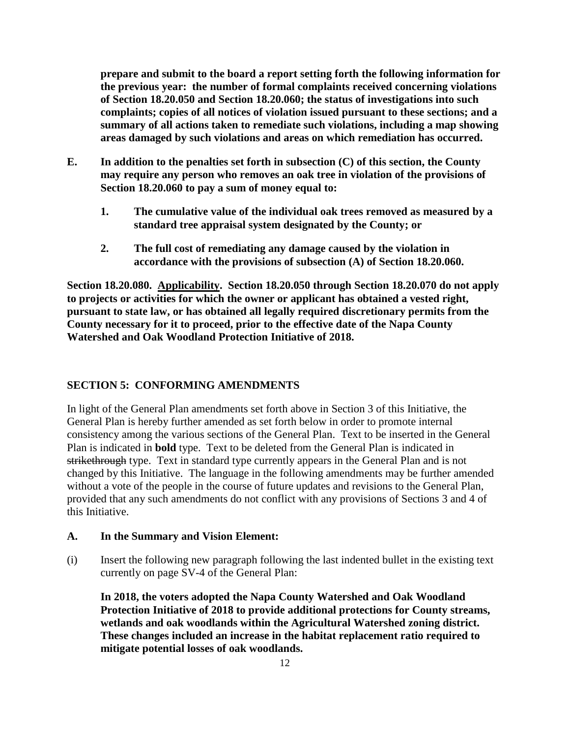**prepare and submit to the board a report setting forth the following information for the previous year: the number of formal complaints received concerning violations of Section 18.20.050 and Section 18.20.060; the status of investigations into such complaints; copies of all notices of violation issued pursuant to these sections; and a summary of all actions taken to remediate such violations, including a map showing areas damaged by such violations and areas on which remediation has occurred.**

**E. In addition to the penalties set forth in subsection (C) of this section, the County may require any person who removes an oak tree in violation of the provisions of Section 18.20.060 to pay a sum of money equal to:**

**1. The cumulative value of the individual oak trees removed as measured by a standard tree appraisal system designated by the County; or**

**2. The full cost of remediating any damage caused by the violation in accordance with the provisions of subsection (A) of Section 18.20.060.**

**Section 18.20.080. Applicability. Section 18.20.050 through Section 18.20.070 do not apply to projects or activities for which the owner or applicant has obtained a vested right, pursuant to state law, or has obtained all legally required discretionary permits from the County necessary for it to proceed, prior to the effective date of the Napa County Watershed and Oak Woodland Protection Initiative of 2018.**

## SECTION 5: CONFORMING AMENDMENTS

In light of the General Plan amendments set forth above in Section 3 of this Initiative, the General Plan is hereby further amended as set forth below in order to promote internal consistency among the various sections of the General Plan. Text to be inserted in the General Plan is indicated in **bold** type. Text to be deleted from the General Plan is indicated in ~~strikethrough~~ type. Text in standard type currently appears in the General Plan and is not changed by this Initiative. The language in the following amendments may be further amended without a vote of the people in the course of future updates and revisions to the General Plan, provided that any such amendments do not conflict with any provisions of Sections 3 and 4 of this Initiative.

### A. In the Summary and Vision Element:

(i) Insert the following new paragraph following the last indented bullet in the existing text currently on page SV-4 of the General Plan:

**In 2018, the voters adopted the Napa County Watershed and Oak Woodland Protection Initiative of 2018 to provide additional protections for County streams, wetlands and oak woodlands within the Agricultural Watershed zoning district. These changes included an increase in the habitat replacement ratio required to mitigate potential losses of oak woodlands.**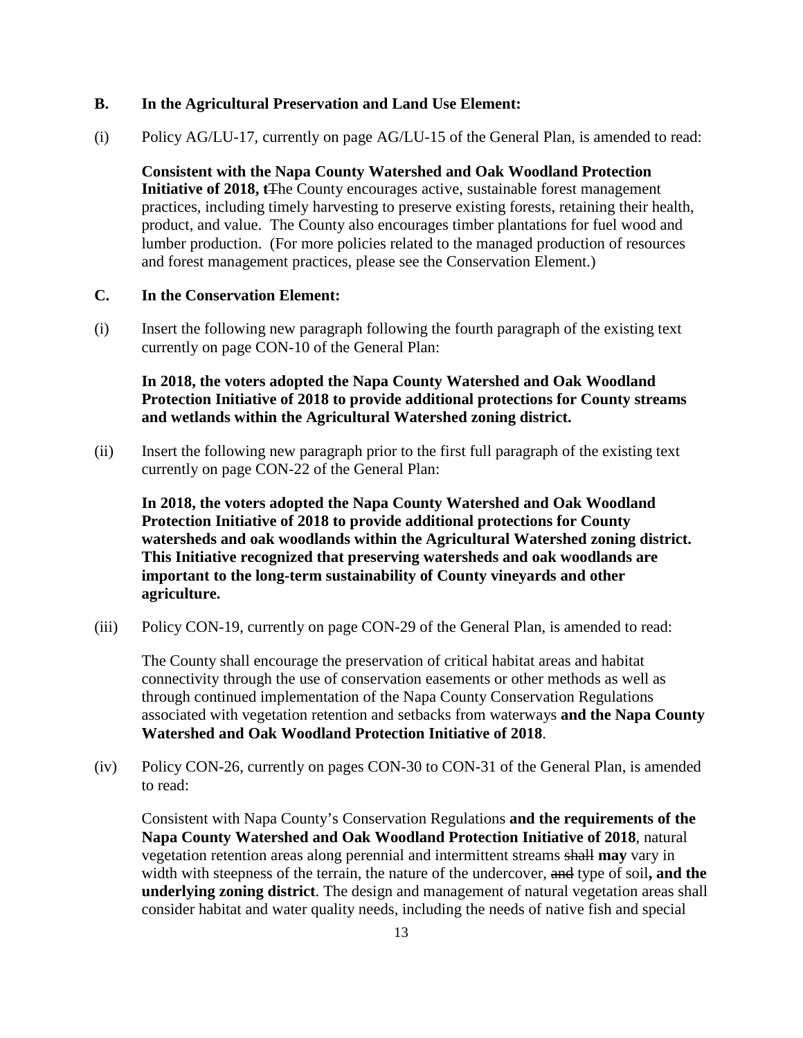**B. In the Agricultural Preservation and Land Use Element:**

(i) Policy AG/LU-17, currently on page AG/LU-15 of the General Plan, is amended to read:

> **Consistent with the Napa County Watershed and Oak Woodland Protection Initiative of 2018, t**~~T~~he County encourages active, sustainable forest management practices, including timely harvesting to preserve existing forests, retaining their health, product, and value. The County also encourages timber plantations for fuel wood and lumber production. (For more policies related to the managed production of resources and forest management practices, please see the Conservation Element.)

**C. In the Conservation Element:**

(i) Insert the following new paragraph following the fourth paragraph of the existing text currently on page CON-10 of the General Plan:

> **In 2018, the voters adopted the Napa County Watershed and Oak Woodland Protection Initiative of 2018 to provide additional protections for County streams and wetlands within the Agricultural Watershed zoning district.**

(ii) Insert the following new paragraph prior to the first full paragraph of the existing text currently on page CON-22 of the General Plan:

> **In 2018, the voters adopted the Napa County Watershed and Oak Woodland Protection Initiative of 2018 to provide additional protections for County watersheds and oak woodlands within the Agricultural Watershed zoning district. This Initiative recognized that preserving watersheds and oak woodlands are important to the long-term sustainability of County vineyards and other agriculture.**

(iii) Policy CON-19, currently on page CON-29 of the General Plan, is amended to read:

> The County shall encourage the preservation of critical habitat areas and habitat connectivity through the use of conservation easements or other methods as well as through continued implementation of the Napa County Conservation Regulations associated with vegetation retention and setbacks from waterways **and the Napa County Watershed and Oak Woodland Protection Initiative of 2018**.

(iv) Policy CON-26, currently on pages CON-30 to CON-31 of the General Plan, is amended to read:

> Consistent with Napa County's Conservation Regulations **and the requirements of the Napa County Watershed and Oak Woodland Protection Initiative of 2018**, natural vegetation retention areas along perennial and intermittent streams ~~shall~~ **may** vary in width with steepness of the terrain, the nature of the undercover, ~~and~~ type of soil**, and the underlying zoning district**. The design and management of natural vegetation areas shall consider habitat and water quality needs, including the needs of native fish and special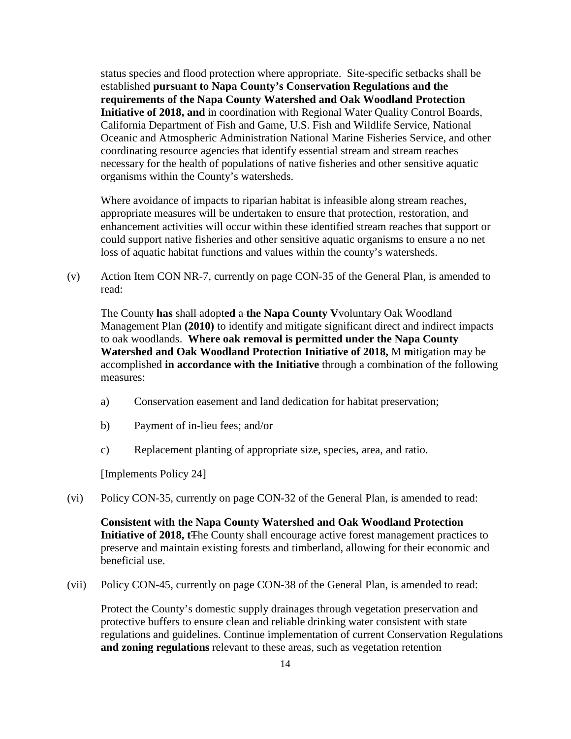status species and flood protection where appropriate. Site-specific setbacks shall be established **pursuant to Napa County's Conservation Regulations and the requirements of the Napa County Watershed and Oak Woodland Protection Initiative of 2018, and** in coordination with Regional Water Quality Control Boards, California Department of Fish and Game, U.S. Fish and Wildlife Service, National Oceanic and Atmospheric Administration National Marine Fisheries Service, and other coordinating resource agencies that identify essential stream and stream reaches necessary for the health of populations of native fisheries and other sensitive aquatic organisms within the County's watersheds.

Where avoidance of impacts to riparian habitat is infeasible along stream reaches, appropriate measures will be undertaken to ensure that protection, restoration, and enhancement activities will occur within these identified stream reaches that support or could support native fisheries and other sensitive aquatic organisms to ensure a no net loss of aquatic habitat functions and values within the county's watersheds.

(v) Action Item CON NR-7, currently on page CON-35 of the General Plan, is amended to read:

The County **has** ~~shall~~ adopt**ed** ~~a~~ **the Napa County V**~~v~~oluntary Oak Woodland Management Plan **(2010)** to identify and mitigate significant direct and indirect impacts to oak woodlands. **Where oak removal is permitted under the Napa County Watershed and Oak Woodland Protection Initiative of 2018,** ~~M~~ **m**itigation may be accomplished **in accordance with the Initiative** through a combination of the following measures:

a) Conservation easement and land dedication for habitat preservation;

b) Payment of in-lieu fees; and/or

c) Replacement planting of appropriate size, species, area, and ratio.

[Implements Policy 24]

(vi) Policy CON-35, currently on page CON-32 of the General Plan, is amended to read:

**Consistent with the Napa County Watershed and Oak Woodland Protection Initiative of 2018, t**~~T~~he County shall encourage active forest management practices to preserve and maintain existing forests and timberland, allowing for their economic and beneficial use.

(vii) Policy CON-45, currently on page CON-38 of the General Plan, is amended to read:

Protect the County's domestic supply drainages through vegetation preservation and protective buffers to ensure clean and reliable drinking water consistent with state regulations and guidelines. Continue implementation of current Conservation Regulations **and zoning regulations** relevant to these areas, such as vegetation retention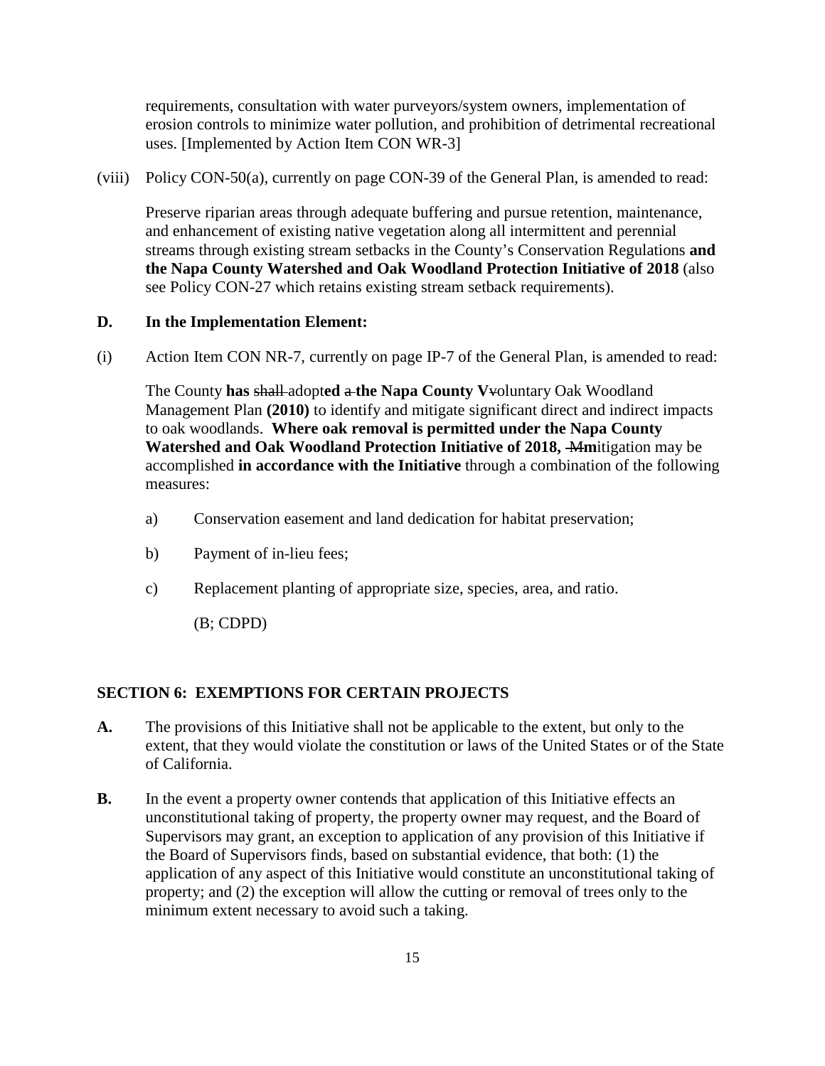requirements, consultation with water purveyors/system owners, implementation of erosion controls to minimize water pollution, and prohibition of detrimental recreational uses. [Implemented by Action Item CON WR-3]

(viii) Policy CON-50(a), currently on page CON-39 of the General Plan, is amended to read:

Preserve riparian areas through adequate buffering and pursue retention, maintenance, and enhancement of existing native vegetation along all intermittent and perennial streams through existing stream setbacks in the County's Conservation Regulations **and the Napa County Watershed and Oak Woodland Protection Initiative of 2018** (also see Policy CON-27 which retains existing stream setback requirements).

**D. In the Implementation Element:**

(i) Action Item CON NR-7, currently on page IP-7 of the General Plan, is amended to read:

The County **has** ~~shall~~ adopt**ed** ~~a~~ **the Napa County V**~~v~~oluntary Oak Woodland Management Plan **(2010)** to identify and mitigate significant direct and indirect impacts to oak woodlands. **Where oak removal is permitted under the Napa County Watershed and Oak Woodland Protection Initiative of 2018,** ~~M~~**m**itigation may be accomplished **in accordance with the Initiative** through a combination of the following measures:

a) Conservation easement and land dedication for habitat preservation;

b) Payment of in-lieu fees;

c) Replacement planting of appropriate size, species, area, and ratio.

(B; CDPD)

## SECTION 6: EXEMPTIONS FOR CERTAIN PROJECTS

**A.** The provisions of this Initiative shall not be applicable to the extent, but only to the extent, that they would violate the constitution or laws of the United States or of the State of California.

**B.** In the event a property owner contends that application of this Initiative effects an unconstitutional taking of property, the property owner may request, and the Board of Supervisors may grant, an exception to application of any provision of this Initiative if the Board of Supervisors finds, based on substantial evidence, that both: (1) the application of any aspect of this Initiative would constitute an unconstitutional taking of property; and (2) the exception will allow the cutting or removal of trees only to the minimum extent necessary to avoid such a taking.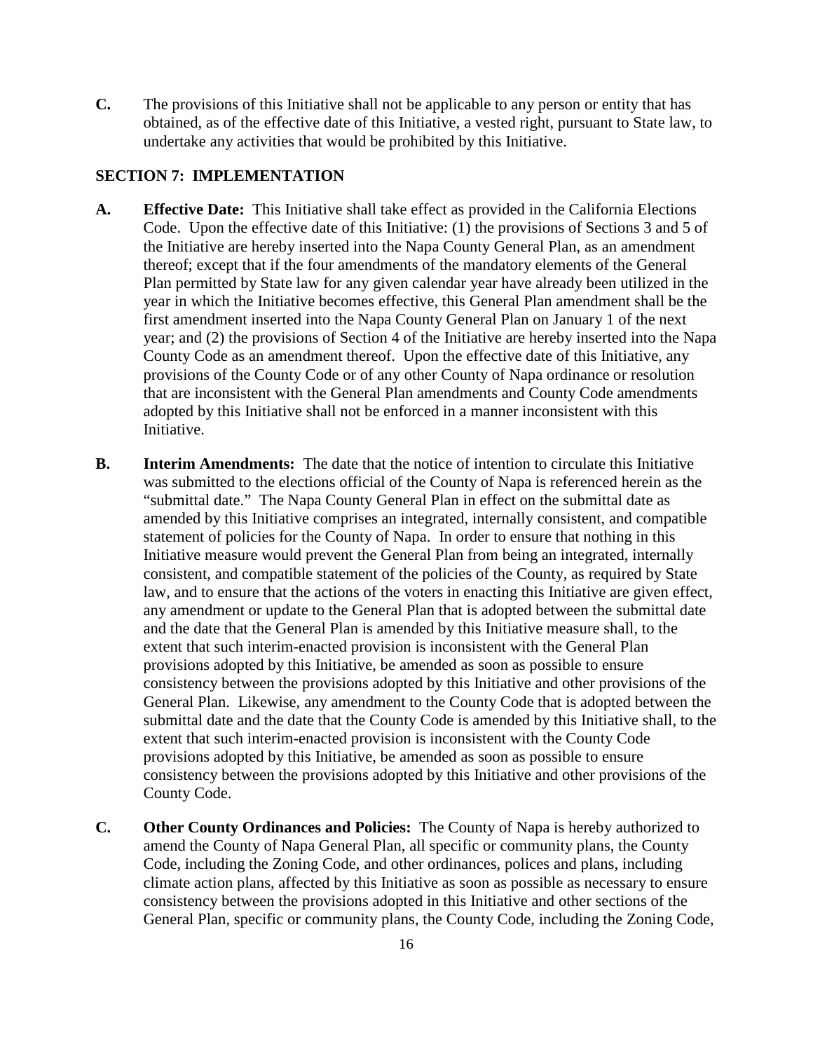**C.** The provisions of this Initiative shall not be applicable to any person or entity that has obtained, as of the effective date of this Initiative, a vested right, pursuant to State law, to undertake any activities that would be prohibited by this Initiative.

## SECTION 7: IMPLEMENTATION

**A. Effective Date:** This Initiative shall take effect as provided in the California Elections Code. Upon the effective date of this Initiative: (1) the provisions of Sections 3 and 5 of the Initiative are hereby inserted into the Napa County General Plan, as an amendment thereof; except that if the four amendments of the mandatory elements of the General Plan permitted by State law for any given calendar year have already been utilized in the year in which the Initiative becomes effective, this General Plan amendment shall be the first amendment inserted into the Napa County General Plan on January 1 of the next year; and (2) the provisions of Section 4 of the Initiative are hereby inserted into the Napa County Code as an amendment thereof. Upon the effective date of this Initiative, any provisions of the County Code or of any other County of Napa ordinance or resolution that are inconsistent with the General Plan amendments and County Code amendments adopted by this Initiative shall not be enforced in a manner inconsistent with this Initiative.

**B. Interim Amendments:** The date that the notice of intention to circulate this Initiative was submitted to the elections official of the County of Napa is referenced herein as the "submittal date." The Napa County General Plan in effect on the submittal date as amended by this Initiative comprises an integrated, internally consistent, and compatible statement of policies for the County of Napa. In order to ensure that nothing in this Initiative measure would prevent the General Plan from being an integrated, internally consistent, and compatible statement of the policies of the County, as required by State law, and to ensure that the actions of the voters in enacting this Initiative are given effect, any amendment or update to the General Plan that is adopted between the submittal date and the date that the General Plan is amended by this Initiative measure shall, to the extent that such interim-enacted provision is inconsistent with the General Plan provisions adopted by this Initiative, be amended as soon as possible to ensure consistency between the provisions adopted by this Initiative and other provisions of the General Plan. Likewise, any amendment to the County Code that is adopted between the submittal date and the date that the County Code is amended by this Initiative shall, to the extent that such interim-enacted provision is inconsistent with the County Code provisions adopted by this Initiative, be amended as soon as possible to ensure consistency between the provisions adopted by this Initiative and other provisions of the County Code.

**C. Other County Ordinances and Policies:** The County of Napa is hereby authorized to amend the County of Napa General Plan, all specific or community plans, the County Code, including the Zoning Code, and other ordinances, polices and plans, including climate action plans, affected by this Initiative as soon as possible as necessary to ensure consistency between the provisions adopted in this Initiative and other sections of the General Plan, specific or community plans, the County Code, including the Zoning Code,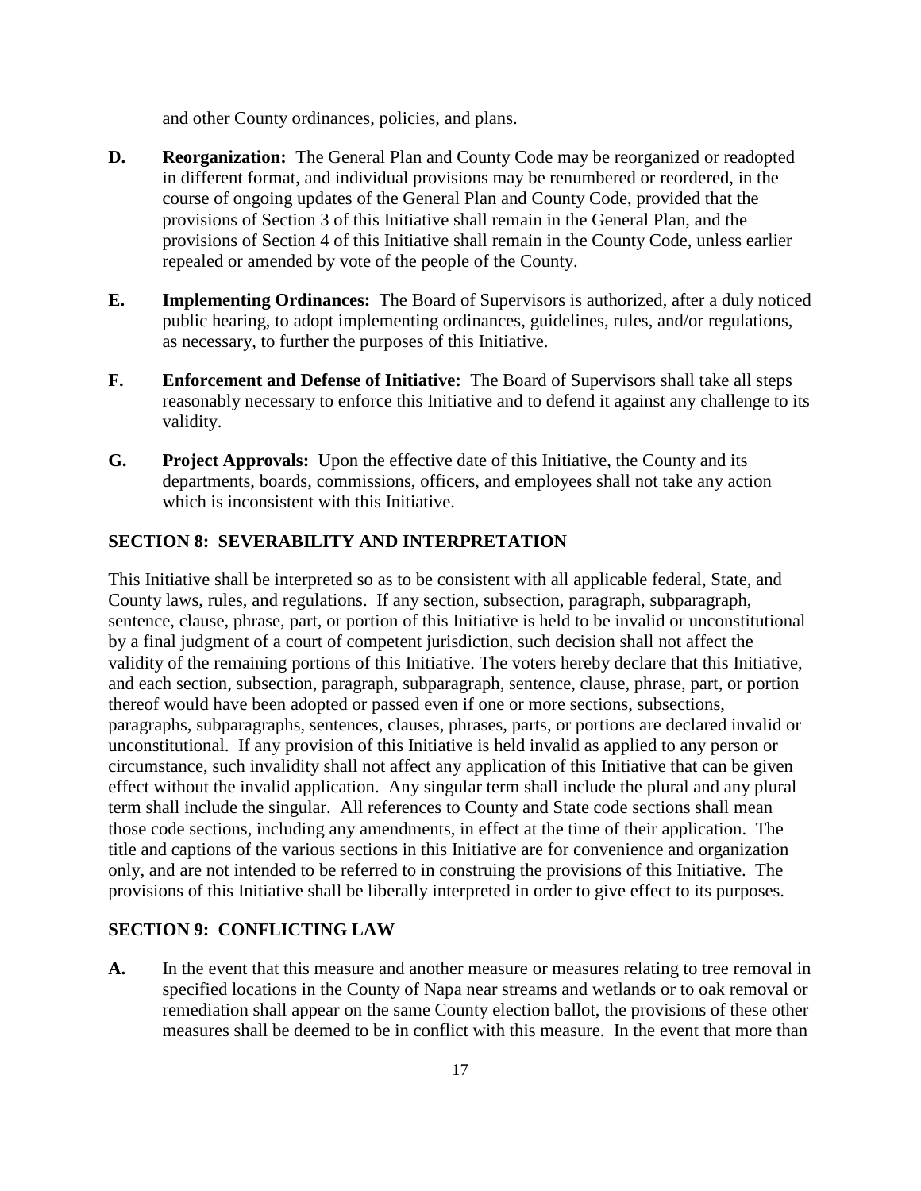and other County ordinances, policies, and plans.

**D. Reorganization:** The General Plan and County Code may be reorganized or readopted in different format, and individual provisions may be renumbered or reordered, in the course of ongoing updates of the General Plan and County Code, provided that the provisions of Section 3 of this Initiative shall remain in the General Plan, and the provisions of Section 4 of this Initiative shall remain in the County Code, unless earlier repealed or amended by vote of the people of the County.

**E. Implementing Ordinances:** The Board of Supervisors is authorized, after a duly noticed public hearing, to adopt implementing ordinances, guidelines, rules, and/or regulations, as necessary, to further the purposes of this Initiative.

**F. Enforcement and Defense of Initiative:** The Board of Supervisors shall take all steps reasonably necessary to enforce this Initiative and to defend it against any challenge to its validity.

**G. Project Approvals:** Upon the effective date of this Initiative, the County and its departments, boards, commissions, officers, and employees shall not take any action which is inconsistent with this Initiative.

## SECTION 8: SEVERABILITY AND INTERPRETATION

This Initiative shall be interpreted so as to be consistent with all applicable federal, State, and County laws, rules, and regulations. If any section, subsection, paragraph, subparagraph, sentence, clause, phrase, part, or portion of this Initiative is held to be invalid or unconstitutional by a final judgment of a court of competent jurisdiction, such decision shall not affect the validity of the remaining portions of this Initiative. The voters hereby declare that this Initiative, and each section, subsection, paragraph, subparagraph, sentence, clause, phrase, part, or portion thereof would have been adopted or passed even if one or more sections, subsections, paragraphs, subparagraphs, sentences, clauses, phrases, parts, or portions are declared invalid or unconstitutional. If any provision of this Initiative is held invalid as applied to any person or circumstance, such invalidity shall not affect any application of this Initiative that can be given effect without the invalid application. Any singular term shall include the plural and any plural term shall include the singular. All references to County and State code sections shall mean those code sections, including any amendments, in effect at the time of their application. The title and captions of the various sections in this Initiative are for convenience and organization only, and are not intended to be referred to in construing the provisions of this Initiative. The provisions of this Initiative shall be liberally interpreted in order to give effect to its purposes.

## SECTION 9: CONFLICTING LAW

**A.** In the event that this measure and another measure or measures relating to tree removal in specified locations in the County of Napa near streams and wetlands or to oak removal or remediation shall appear on the same County election ballot, the provisions of these other measures shall be deemed to be in conflict with this measure. In the event that more than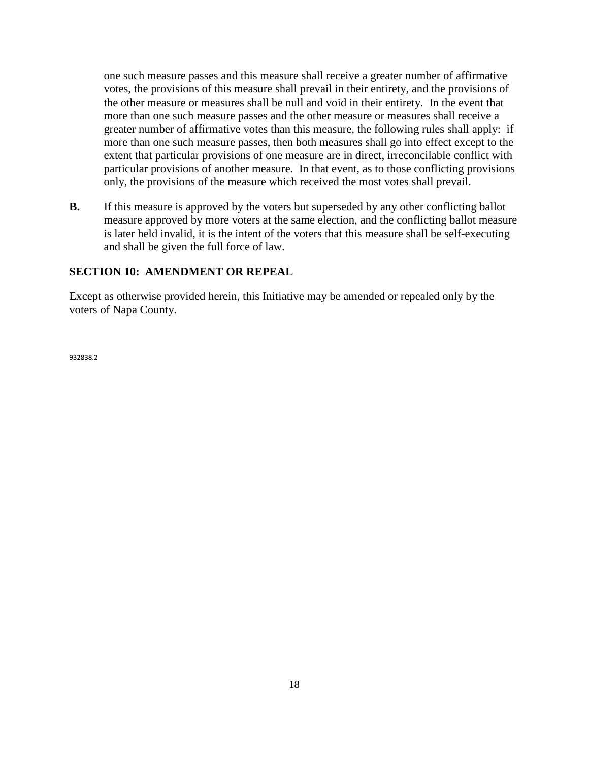one such measure passes and this measure shall receive a greater number of affirmative votes, the provisions of this measure shall prevail in their entirety, and the provisions of the other measure or measures shall be null and void in their entirety. In the event that more than one such measure passes and the other measure or measures shall receive a greater number of affirmative votes than this measure, the following rules shall apply: if more than one such measure passes, then both measures shall go into effect except to the extent that particular provisions of one measure are in direct, irreconcilable conflict with particular provisions of another measure. In that event, as to those conflicting provisions only, the provisions of the measure which received the most votes shall prevail.

**B.** If this measure is approved by the voters but superseded by any other conflicting ballot measure approved by more voters at the same election, and the conflicting ballot measure is later held invalid, it is the intent of the voters that this measure shall be self-executing and shall be given the full force of law.

## SECTION 10: AMENDMENT OR REPEAL

Except as otherwise provided herein, this Initiative may be amended or repealed only by the voters of Napa County.

932838.2